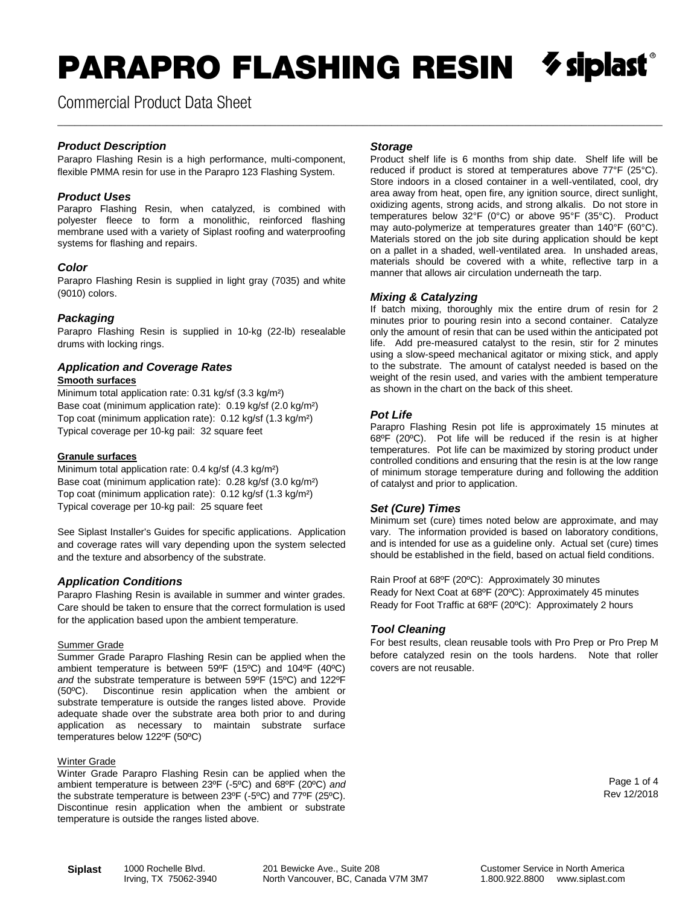# PARAPRO FLASHING RESIN

Commercial Product Data Sheet

### *Product Description*

Parapro Flashing Resin is a high performance, multi-component, flexible PMMA resin for use in the Parapro 123 Flashing System.

### *Product Uses*

Parapro Flashing Resin, when catalyzed, is combined with polyester fleece to form a monolithic, reinforced flashing membrane used with a variety of Siplast roofing and waterproofing systems for flashing and repairs.

### *Color*

Parapro Flashing Resin is supplied in light gray (7035) and white (9010) colors.

### *Packaging*

Parapro Flashing Resin is supplied in 10-kg (22-lb) resealable drums with locking rings.

### *Application and Coverage Rates*

**Smooth surfaces**

Minimum total application rate: 0.31 kg/sf (3.3 kg/m²)
Base coat (minimum application rate): 0.19 kg/sf (2.0 kg/m²)
Top coat (minimum application rate): 0.12 kg/sf (1.3 kg/m²)
Typical coverage per 10-kg pail: 32 square feet

**Granule surfaces**

Minimum total application rate: 0.4 kg/sf (4.3 kg/m²)
Base coat (minimum application rate): 0.28 kg/sf (3.0 kg/m²)
Top coat (minimum application rate): 0.12 kg/sf (1.3 kg/m²)
Typical coverage per 10-kg pail: 25 square feet

See Siplast Installer's Guides for specific applications. Application and coverage rates will vary depending upon the system selected and the texture and absorbency of the substrate.

### *Application Conditions*

Parapro Flashing Resin is available in summer and winter grades. Care should be taken to ensure that the correct formulation is used for the application based upon the ambient temperature.

Summer Grade

Summer Grade Parapro Flashing Resin can be applied when the ambient temperature is between 59ºF (15ºC) and 104ºF (40ºC) *and* the substrate temperature is between 59ºF (15ºC) and 122ºF (50ºC). Discontinue resin application when the ambient or substrate temperature is outside the ranges listed above. Provide adequate shade over the substrate area both prior to and during application as necessary to maintain substrate surface temperatures below 122ºF (50ºC)

Winter Grade

Winter Grade Parapro Flashing Resin can be applied when the ambient temperature is between 23ºF (-5ºC) and 68ºF (20ºC) *and* the substrate temperature is between 23ºF (-5ºC) and 77ºF (25ºC). Discontinue resin application when the ambient or substrate temperature is outside the ranges listed above.

### *Storage*

Product shelf life is 6 months from ship date. Shelf life will be reduced if product is stored at temperatures above 77°F (25°C). Store indoors in a closed container in a well-ventilated, cool, dry area away from heat, open fire, any ignition source, direct sunlight, oxidizing agents, strong acids, and strong alkalis. Do not store in temperatures below 32°F (0°C) or above 95°F (35°C). Product may auto-polymerize at temperatures greater than 140°F (60°C). Materials stored on the job site during application should be kept on a pallet in a shaded, well-ventilated area. In unshaded areas, materials should be covered with a white, reflective tarp in a manner that allows air circulation underneath the tarp.

### *Mixing & Catalyzing*

If batch mixing, thoroughly mix the entire drum of resin for 2 minutes prior to pouring resin into a second container. Catalyze only the amount of resin that can be used within the anticipated pot life. Add pre-measured catalyst to the resin, stir for 2 minutes using a slow-speed mechanical agitator or mixing stick, and apply to the substrate. The amount of catalyst needed is based on the weight of the resin used, and varies with the ambient temperature as shown in the chart on the back of this sheet.

### *Pot Life*

Parapro Flashing Resin pot life is approximately 15 minutes at 68ºF (20ºC). Pot life will be reduced if the resin is at higher temperatures. Pot life can be maximized by storing product under controlled conditions and ensuring that the resin is at the low range of minimum storage temperature during and following the addition of catalyst and prior to application.

### *Set (Cure) Times*

Minimum set (cure) times noted below are approximate, and may vary. The information provided is based on laboratory conditions, and is intended for use as a guideline only. Actual set (cure) times should be established in the field, based on actual field conditions.

Rain Proof at 68ºF (20ºC): Approximately 30 minutes
Ready for Next Coat at 68ºF (20ºC): Approximately 45 minutes
Ready for Foot Traffic at 68ºF (20ºC): Approximately 2 hours

### *Tool Cleaning*

For best results, clean reusable tools with Pro Prep or Pro Prep M before catalyzed resin on the tools hardens. Note that roller covers are not reusable.

Rev 12/2018

**Siplast** 1000 Rochelle Blvd. Irving, TX 75062-3940 | 201 Bewicke Ave., Suite 208 North Vancouver, BC, Canada V7M 3M7 | Customer Service in North America 1.800.922.8800 www.siplast.com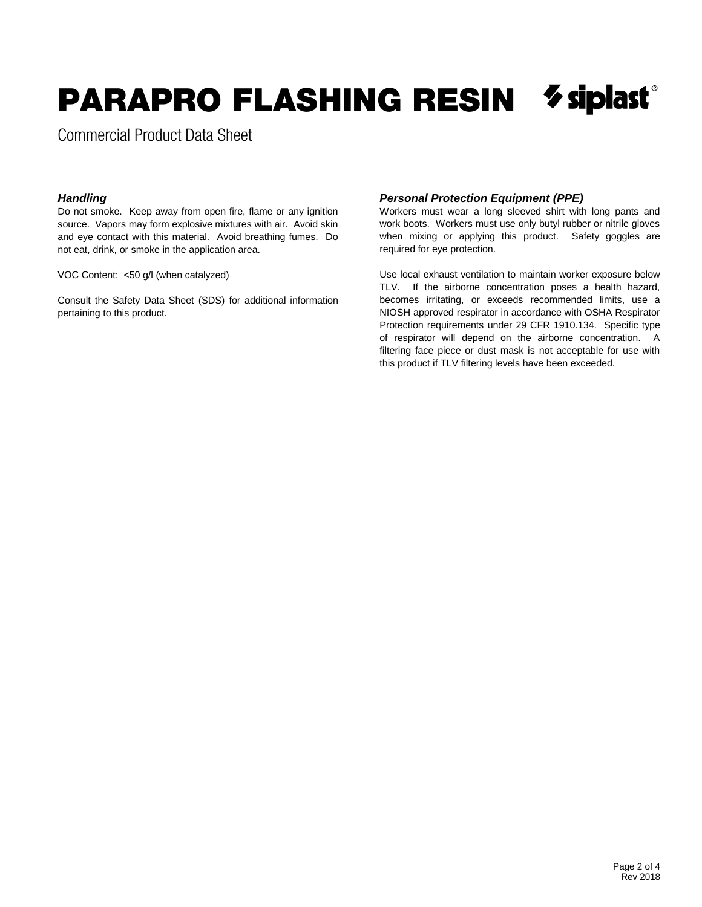# PARAPRO FLASHING RESIN

Commercial Product Data Sheet

### *Handling*

Do not smoke. Keep away from open fire, flame or any ignition source. Vapors may form explosive mixtures with air. Avoid skin and eye contact with this material. Avoid breathing fumes. Do not eat, drink, or smoke in the application area.

VOC Content: <50 g/l (when catalyzed)

Consult the Safety Data Sheet (SDS) for additional information pertaining to this product.

### *Personal Protection Equipment (PPE)*

Workers must wear a long sleeved shirt with long pants and work boots. Workers must use only butyl rubber or nitrile gloves when mixing or applying this product. Safety goggles are required for eye protection.

Use local exhaust ventilation to maintain worker exposure below TLV. If the airborne concentration poses a health hazard, becomes irritating, or exceeds recommended limits, use a NIOSH approved respirator in accordance with OSHA Respirator Protection requirements under 29 CFR 1910.134. Specific type of respirator will depend on the airborne concentration. A filtering face piece or dust mask is not acceptable for use with this product if TLV filtering levels have been exceeded.

Rev 2018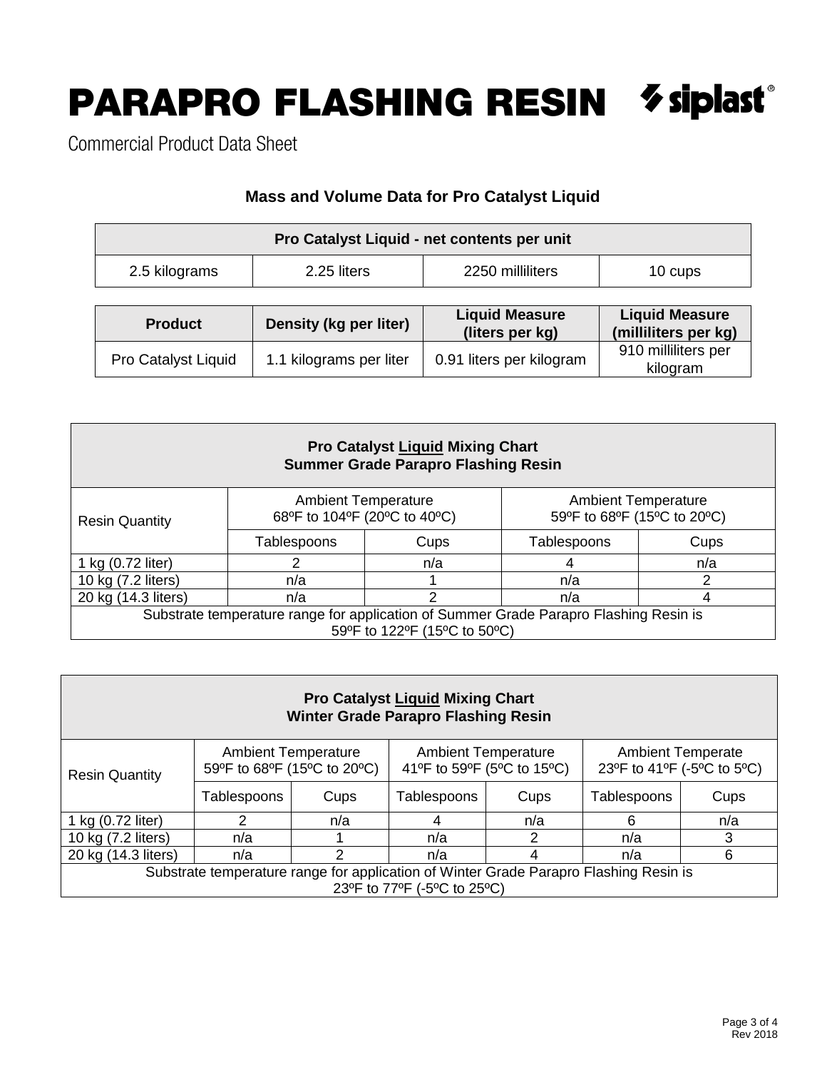# PARAPRO FLASHING RESIN

Commercial Product Data Sheet

## Mass and Volume Data for Pro Catalyst Liquid

| Pro Catalyst Liquid - net contents per unit | | | |
|---|---|---|---|
| 2.5 kilograms | 2.25 liters | 2250 milliliters | 10 cups |

| Product | Density (kg per liter) | Liquid Measure (liters per kg) | Liquid Measure (milliliters per kg) |
|---|---|---|---|
| Pro Catalyst Liquid | 1.1 kilograms per liter | 0.91 liters per kilogram | 910 milliliters per kilogram |

| **Pro Catalyst Liquid Mixing Chart<br>Summer Grade Parapro Flashing Resin** | | | | |
|---|---|---|---|---|
| Resin Quantity | Ambient Temperature<br>68ºF to 104ºF (20ºC to 40ºC) | | Ambient Temperature<br>59ºF to 68ºF (15ºC to 20ºC) | |
| | Tablespoons | Cups | Tablespoons | Cups |
| 1 kg (0.72 liter) | 2 | n/a | 4 | n/a |
| 10 kg (7.2 liters) | n/a | 1 | n/a | 2 |
| 20 kg (14.3 liters) | n/a | 2 | n/a | 4 |
| Substrate temperature range for application of Summer Grade Parapro Flashing Resin is 59ºF to 122ºF (15ºC to 50ºC) | | | | |

| **Pro Catalyst Liquid Mixing Chart<br>Winter Grade Parapro Flashing Resin** | | | | | | |
|---|---|---|---|---|---|---|
| Resin Quantity | Ambient Temperature<br>59ºF to 68ºF (15ºC to 20ºC) | | Ambient Temperature<br>41ºF to 59ºF (5ºC to 15ºC) | | Ambient Temperate<br>23ºF to 41ºF (-5ºC to 5ºC) | |
| | Tablespoons | Cups | Tablespoons | Cups | Tablespoons | Cups |
| 1 kg (0.72 liter) | 2 | n/a | 4 | n/a | 6 | n/a |
| 10 kg (7.2 liters) | n/a | 1 | n/a | 2 | n/a | 3 |
| 20 kg (14.3 liters) | n/a | 2 | n/a | 4 | n/a | 6 |
| Substrate temperature range for application of Winter Grade Parapro Flashing Resin is 23ºF to 77ºF (-5ºC to 25ºC) | | | | | | |

Rev 2018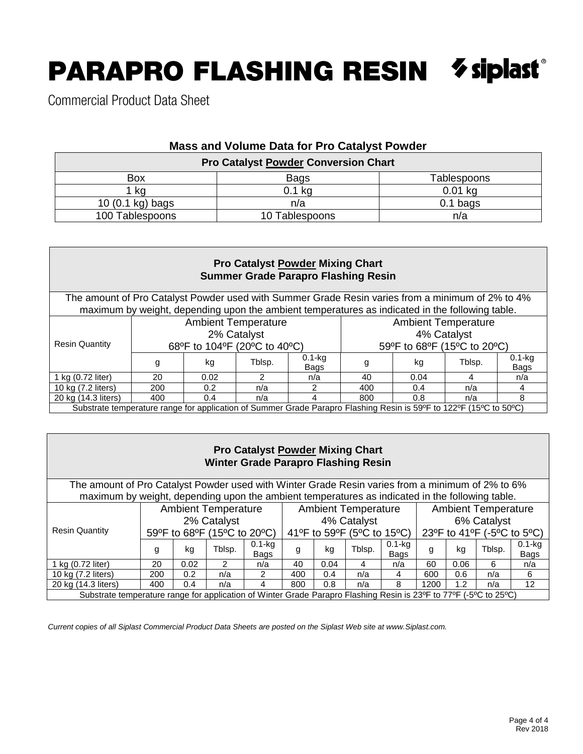# PARAPRO FLASHING RESIN

siplast®

Commercial Product Data Sheet

## Mass and Volume Data for Pro Catalyst Powder

| Pro Catalyst Powder Conversion Chart | | |
|---|---|---|
| Box | Bags | Tablespoons |
| 1 kg | 0.1 kg | 0.01 kg |
| 10 (0.1 kg) bags | n/a | 0.1 bags |
| 100 Tablespoons | 10 Tablespoons | n/a |

**Pro Catalyst Powder Mixing Chart**
**Summer Grade Parapro Flashing Resin**

The amount of Pro Catalyst Powder used with Summer Grade Resin varies from a minimum of 2% to 4% maximum by weight, depending upon the ambient temperatures as indicated in the following table.

| Resin Quantity | Ambient Temperature 2% Catalyst 68ºF to 104ºF (20ºC to 40ºC) | | | | Ambient Temperature 4% Catalyst 59ºF to 68ºF (15ºC to 20ºC) | | | |
|---|---|---|---|---|---|---|---|---|
| | g | kg | Tblsp. | 0.1-kg Bags | g | kg | Tblsp. | 0.1-kg Bags |
| 1 kg (0.72 liter) | 20 | 0.02 | 2 | n/a | 40 | 0.04 | 4 | n/a |
| 10 kg (7.2 liters) | 200 | 0.2 | n/a | 2 | 400 | 0.4 | n/a | 4 |
| 20 kg (14.3 liters) | 400 | 0.4 | n/a | 4 | 800 | 0.8 | n/a | 8 |

Substrate temperature range for application of Summer Grade Parapro Flashing Resin is 59ºF to 122ºF (15ºC to 50ºC)

**Pro Catalyst Powder Mixing Chart**
**Winter Grade Parapro Flashing Resin**

The amount of Pro Catalyst Powder used with Winter Grade Resin varies from a minimum of 2% to 6% maximum by weight, depending upon the ambient temperatures as indicated in the following table.

| Resin Quantity | Ambient Temperature 2% Catalyst 59ºF to 68ºF (15ºC to 20ºC) | | | | Ambient Temperature 4% Catalyst 41ºF to 59ºF (5ºC to 15ºC) | | | | Ambient Temperature 6% Catalyst 23ºF to 41ºF (-5ºC to 5ºC) | | | |
|---|---|---|---|---|---|---|---|---|---|---|---|---|
| | g | kg | Tblsp. | 0.1-kg Bags | g | kg | Tblsp. | 0.1-kg Bags | g | kg | Tblsp. | 0.1-kg Bags |
| 1 kg (0.72 liter) | 20 | 0.02 | 2 | n/a | 40 | 0.04 | 4 | n/a | 60 | 0.06 | 6 | n/a |
| 10 kg (7.2 liters) | 200 | 0.2 | n/a | 2 | 400 | 0.4 | n/a | 4 | 600 | 0.6 | n/a | 6 |
| 20 kg (14.3 liters) | 400 | 0.4 | n/a | 4 | 800 | 0.8 | n/a | 8 | 1200 | 1.2 | n/a | 12 |

Substrate temperature range for application of Winter Grade Parapro Flashing Resin is 23ºF to 77ºF (-5ºC to 25ºC)

*Current copies of all Siplast Commercial Product Data Sheets are posted on the Siplast Web site at www.Siplast.com.*

Rev 2018